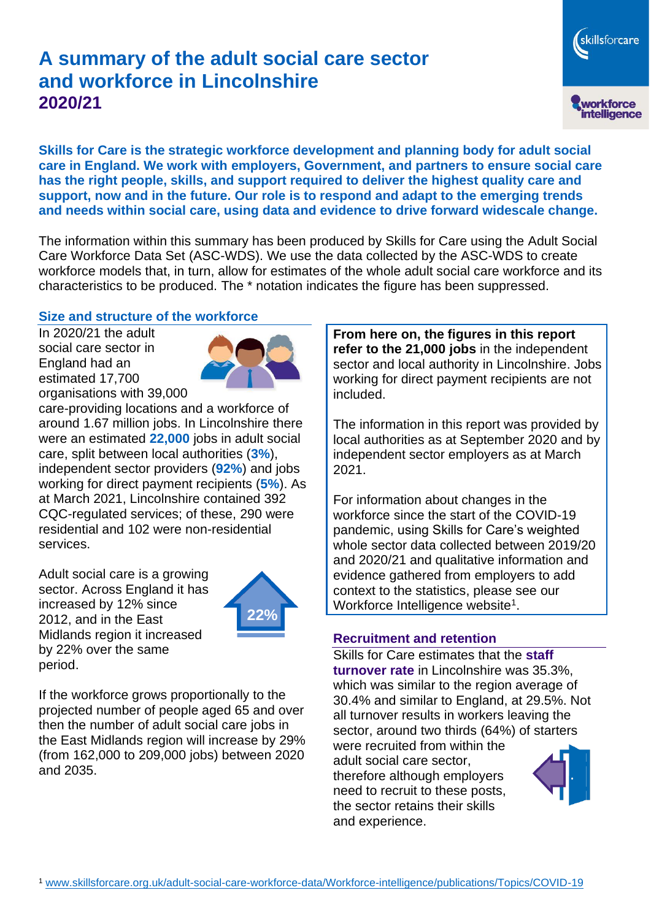# A summary of the adult social care sector and workforce in Lincolnshire 2020/21

**Skills for Care is the strategic workforce development and planning body for adult social care in England. We work with employers, Government, and partners to ensure social care has the right people, skills, and support required to deliver the highest quality care and support, now and in the future. Our role is to respond and adapt to the emerging trends and needs within social care, using data and evidence to drive forward widescale change.**

The information within this summary has been produced by Skills for Care using the Adult Social Care Workforce Data Set (ASC-WDS). We use the data collected by the ASC-WDS to create workforce models that, in turn, allow for estimates of the whole adult social care workforce and its characteristics to be produced. The * notation indicates the figure has been suppressed.

## Size and structure of the workforce

In 2020/21 the adult social care sector in England had an estimated 17,700 organisations with 39,000 care-providing locations and a workforce of around 1.67 million jobs. In Lincolnshire there were an estimated **22,000** jobs in adult social care, split between local authorities (**3%**), independent sector providers (**92%**) and jobs working for direct payment recipients (**5%**). As at March 2021, Lincolnshire contained 392 CQC-regulated services; of these, 290 were residential and 102 were non-residential services.

Adult social care is a growing sector. Across England it has increased by 12% since 2012, and in the East Midlands region it increased by 22% over the same period.

22%

If the workforce grows proportionally to the projected number of people aged 65 and over then the number of adult social care jobs in the East Midlands region will increase by 29% (from 162,000 to 209,000 jobs) between 2020 and 2035.

**From here on, the figures in this report refer to the 21,000 jobs** in the independent sector and local authority in Lincolnshire. Jobs working for direct payment recipients are not included.

The information in this report was provided by local authorities as at September 2020 and by independent sector employers as at March 2021.

For information about changes in the workforce since the start of the COVID-19 pandemic, using Skills for Care's weighted whole sector data collected between 2019/20 and 2020/21 and qualitative information and evidence gathered from employers to add context to the statistics, please see our Workforce Intelligence website[1].

## Recruitment and retention

Skills for Care estimates that the **staff turnover rate** in Lincolnshire was 35.3%, which was similar to the region average of 30.4% and similar to England, at 29.5%. Not all turnover results in workers leaving the sector, around two thirds (64%) of starters were recruited from within the adult social care sector, therefore although employers need to recruit to these posts, the sector retains their skills and experience.

[1] www.skillsforcare.org.uk/adult-social-care-workforce-data/Workforce-intelligence/publications/Topics/COVID-19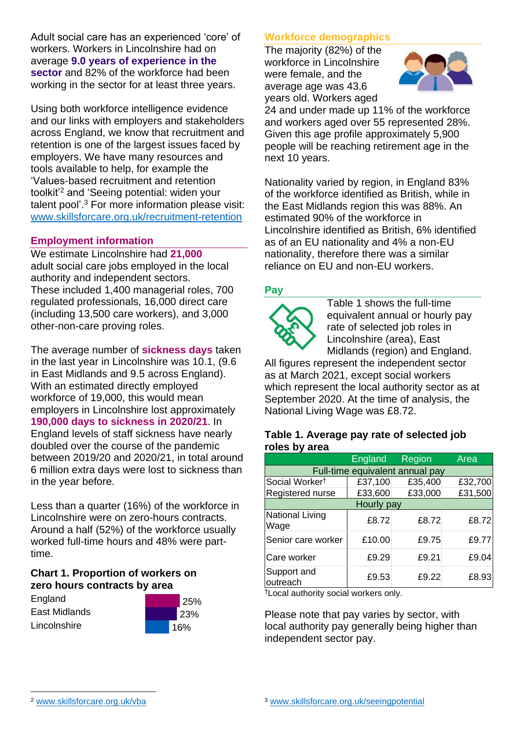Adult social care has an experienced 'core' of workers. Workers in Lincolnshire had on average **9.0 years of experience in the sector** and 82% of the workforce had been working in the sector for at least three years.

Using both workforce intelligence evidence and our links with employers and stakeholders across England, we know that recruitment and retention is one of the largest issues faced by employers. We have many resources and tools available to help, for example the 'Values-based recruitment and retention toolkit'[2] and 'Seeing potential: widen your talent pool'.[3] For more information please visit: www.skillsforcare.org.uk/recruitment-retention

## Employment information

We estimate Lincolnshire had **21,000** adult social care jobs employed in the local authority and independent sectors. These included 1,400 managerial roles, 700 regulated professionals, 16,000 direct care (including 13,500 care workers), and 3,000 other-non-care proving roles.

The average number of **sickness days** taken in the last year in Lincolnshire was 10.1, (9.6 in East Midlands and 9.5 across England). With an estimated directly employed workforce of 19,000, this would mean employers in Lincolnshire lost approximately **190,000 days to sickness in 2020/21**. In England levels of staff sickness have nearly doubled over the course of the pandemic between 2019/20 and 2020/21, in total around 6 million extra days were lost to sickness than in the year before.

Less than a quarter (16%) of the workforce in Lincolnshire were on zero-hours contracts. Around a half (52%) of the workforce usually worked full-time hours and 48% were part-time.

### Chart 1. Proportion of workers on zero hours contracts by area

| Area | Proportion |
|---|---|
| England | 25% |
| East Midlands | 23% |
| Lincolnshire | 16% |

## Workforce demographics

The majority (82%) of the workforce in Lincolnshire were female, and the average age was 43.6 years old. Workers aged 24 and under made up 11% of the workforce and workers aged over 55 represented 28%. Given this age profile approximately 5,900 people will be reaching retirement age in the next 10 years.

Nationality varied by region, in England 83% of the workforce identified as British, while in the East Midlands region this was 88%. An estimated 90% of the workforce in Lincolnshire identified as British, 6% identified as of an EU nationality and 4% a non-EU nationality, therefore there was a similar reliance on EU and non-EU workers.

## Pay

Table 1 shows the full-time equivalent annual or hourly pay rate of selected job roles in Lincolnshire (area), East Midlands (region) and England. All figures represent the independent sector as at March 2021, except social workers which represent the local authority sector as at September 2020. At the time of analysis, the National Living Wage was £8.72.

### Table 1. Average pay rate of selected job roles by area

| | England | Region | Area |
|---|---|---|---|
| **Full-time equivalent annual pay** | | | |
| Social Worker† | £37,100 | £35,400 | £32,700 |
| Registered nurse | £33,600 | £33,000 | £31,500 |
| **Hourly pay** | | | |
| National Living Wage | £8.72 | £8.72 | £8.72 |
| Senior care worker | £10.00 | £9.75 | £9.77 |
| Care worker | £9.29 | £9.21 | £9.04 |
| Support and outreach | £9.53 | £9.22 | £8.93 |

†Local authority social workers only.

Please note that pay varies by sector, with local authority pay generally being higher than independent sector pay.

[2] www.skillsforcare.org.uk/vba

[3] www.skillsforcare.org.uk/seeingpotential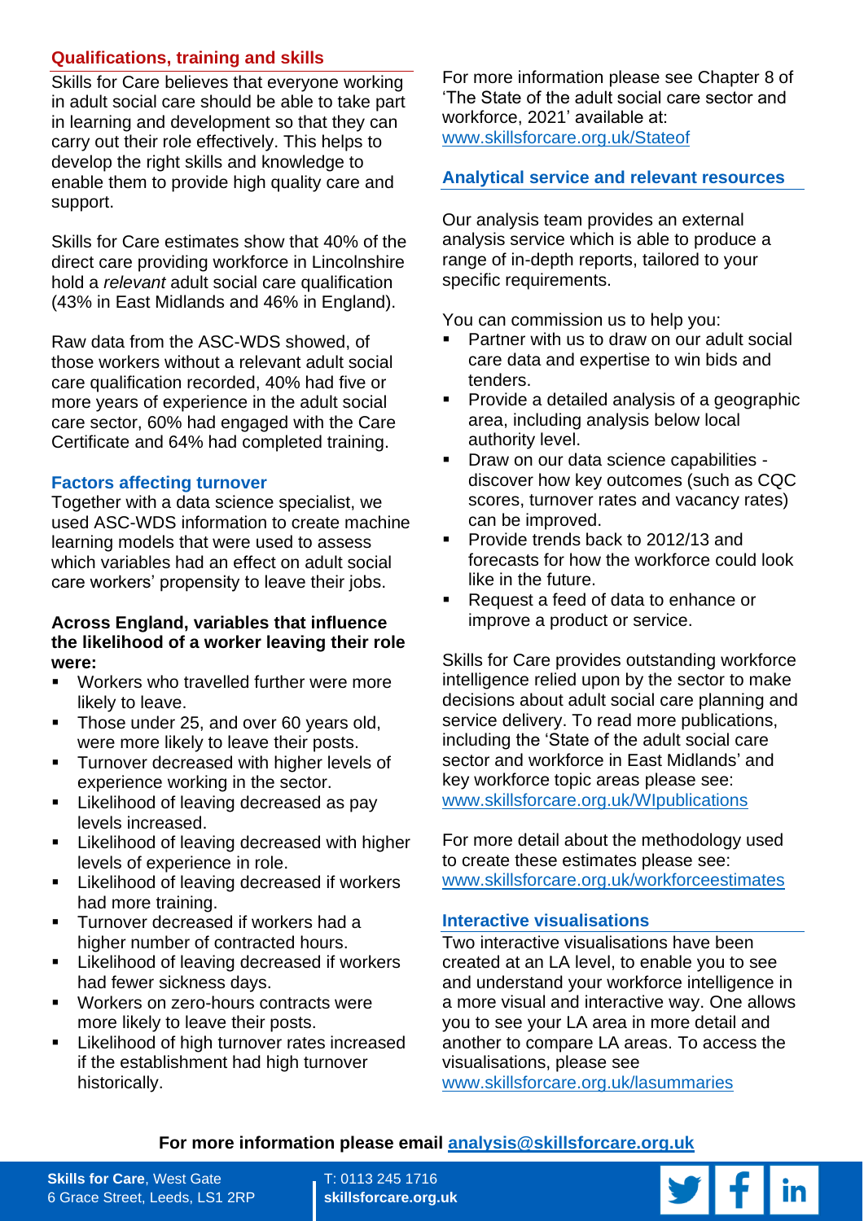## Qualifications, training and skills

Skills for Care believes that everyone working in adult social care should be able to take part in learning and development so that they can carry out their role effectively. This helps to develop the right skills and knowledge to enable them to provide high quality care and support.

Skills for Care estimates show that 40% of the direct care providing workforce in Lincolnshire hold a *relevant* adult social care qualification (43% in East Midlands and 46% in England).

Raw data from the ASC-WDS showed, of those workers without a relevant adult social care qualification recorded, 40% had five or more years of experience in the adult social care sector, 60% had engaged with the Care Certificate and 64% had completed training.

## Factors affecting turnover

Together with a data science specialist, we used ASC-WDS information to create machine learning models that were used to assess which variables had an effect on adult social care workers' propensity to leave their jobs.

**Across England, variables that influence the likelihood of a worker leaving their role were:**

- Workers who travelled further were more likely to leave.
- Those under 25, and over 60 years old, were more likely to leave their posts.
- Turnover decreased with higher levels of experience working in the sector.
- Likelihood of leaving decreased as pay levels increased.
- Likelihood of leaving decreased with higher levels of experience in role.
- Likelihood of leaving decreased if workers had more training.
- Turnover decreased if workers had a higher number of contracted hours.
- Likelihood of leaving decreased if workers had fewer sickness days.
- Workers on zero-hours contracts were more likely to leave their posts.
- Likelihood of high turnover rates increased if the establishment had high turnover historically.

For more information please see Chapter 8 of 'The State of the adult social care sector and workforce, 2021' available at: www.skillsforcare.org.uk/Stateof

## Analytical service and relevant resources

Our analysis team provides an external analysis service which is able to produce a range of in-depth reports, tailored to your specific requirements.

You can commission us to help you:

- Partner with us to draw on our adult social care data and expertise to win bids and tenders.
- Provide a detailed analysis of a geographic area, including analysis below local authority level.
- Draw on our data science capabilities - discover how key outcomes (such as CQC scores, turnover rates and vacancy rates) can be improved.
- Provide trends back to 2012/13 and forecasts for how the workforce could look like in the future.
- Request a feed of data to enhance or improve a product or service.

Skills for Care provides outstanding workforce intelligence relied upon by the sector to make decisions about adult social care planning and service delivery. To read more publications, including the 'State of the adult social care sector and workforce in East Midlands' and key workforce topic areas please see: www.skillsforcare.org.uk/WIpublications

For more detail about the methodology used to create these estimates please see: www.skillsforcare.org.uk/workforceestimates

## Interactive visualisations

Two interactive visualisations have been created at an LA level, to enable you to see and understand your workforce intelligence in a more visual and interactive way. One allows you to see your LA area in more detail and another to compare LA areas. To access the visualisations, please see www.skillsforcare.org.uk/lasummaries

**For more information please email analysis@skillsforcare.org.uk**

**Skills for Care**, West Gate
6 Grace Street, Leeds, LS1 2RP

T: 0113 245 1716
**skillsforcare.org.uk**